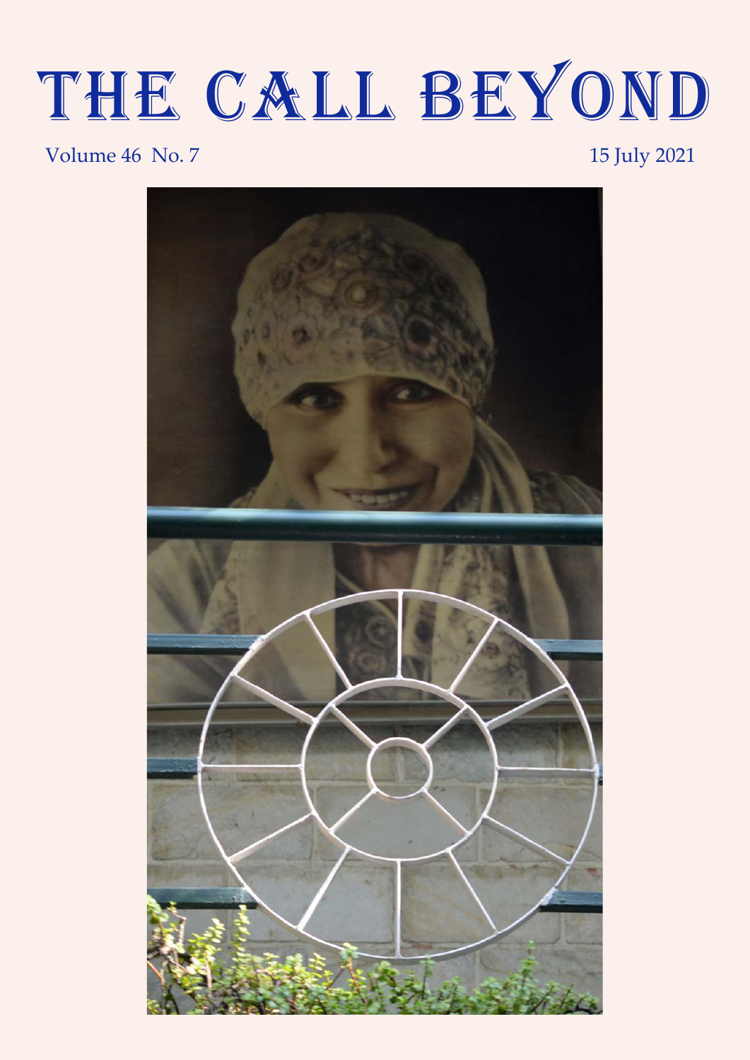# THE CALL BEYOND

Volume 46 No. 7 15 July 2021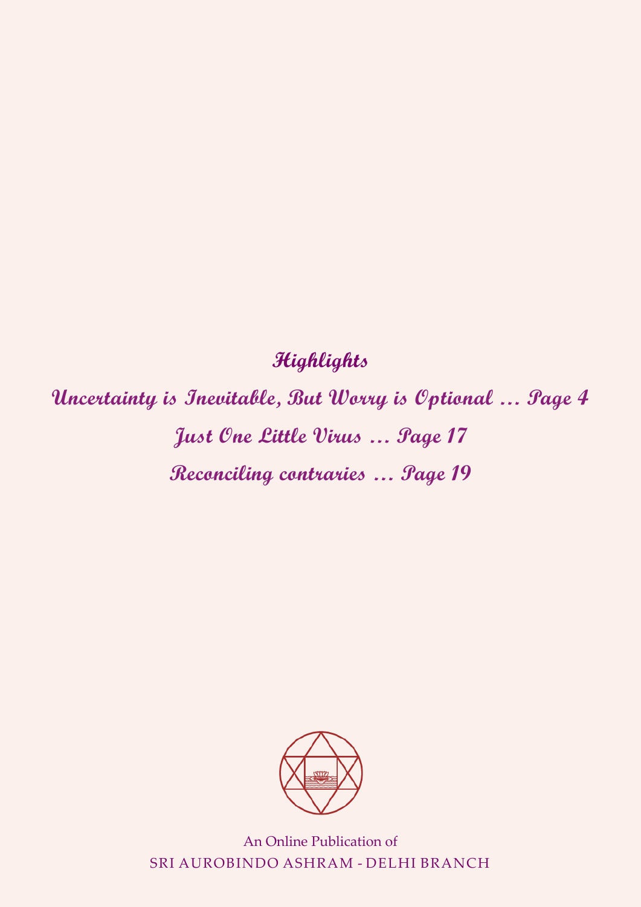## Highlights

**Uncertainty is Inevitable, But Worry is Optional … Page 4**

**Just One Little Virus … Page 17**

**Reconciling contraries … Page 19**

An Online Publication of
SRI AUROBINDO ASHRAM - DELHI BRANCH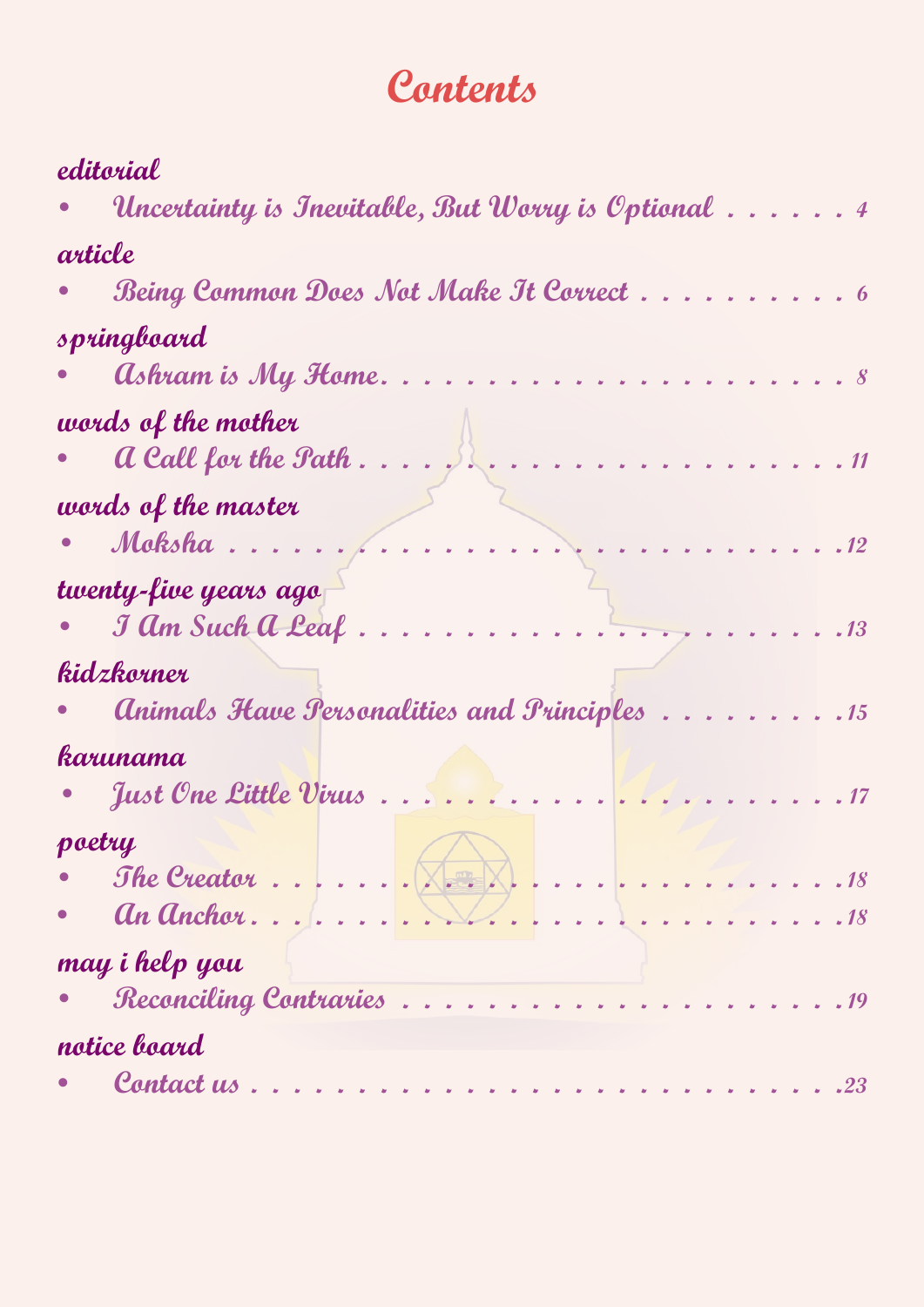# Contents

**editorial**

- *Uncertainty is Inevitable, But Worry is Optional* . . . . . . 4

**article**

- *Being Common Does Not Make It Correct* . . . . . . . . . . 6

**springboard**

- *Ashram is My Home* . . . . . . . . . . . . . . . . . . . . . . 8

**words of the mother**

- *A Call for the Path* . . . . . . . . . . . . . . . . . . . . . 11

**words of the master**

- *Moksha* . . . . . . . . . . . . . . . . . . . . . . . . . . . . 12

**twenty-five years ago**

- *I Am Such A Leaf* . . . . . . . . . . . . . . . . . . . . . . 13

**kidzkorner**

- *Animals Have Personalities and Principles* . . . . . . . . . 15

**karunama**

- *Just One Little Virus* . . . . . . . . . . . . . . . . . . . . 17

**poetry**

- *The Creator* . . . . . . . . . . . . . . . . . . . . . . . . . 18
- *An Anchor* . . . . . . . . . . . . . . . . . . . . . . . . . . 18

**may i help you**

- *Reconciling Contraries* . . . . . . . . . . . . . . . . . . . 19

**notice board**

- *Contact us* . . . . . . . . . . . . . . . . . . . . . . . . . . 23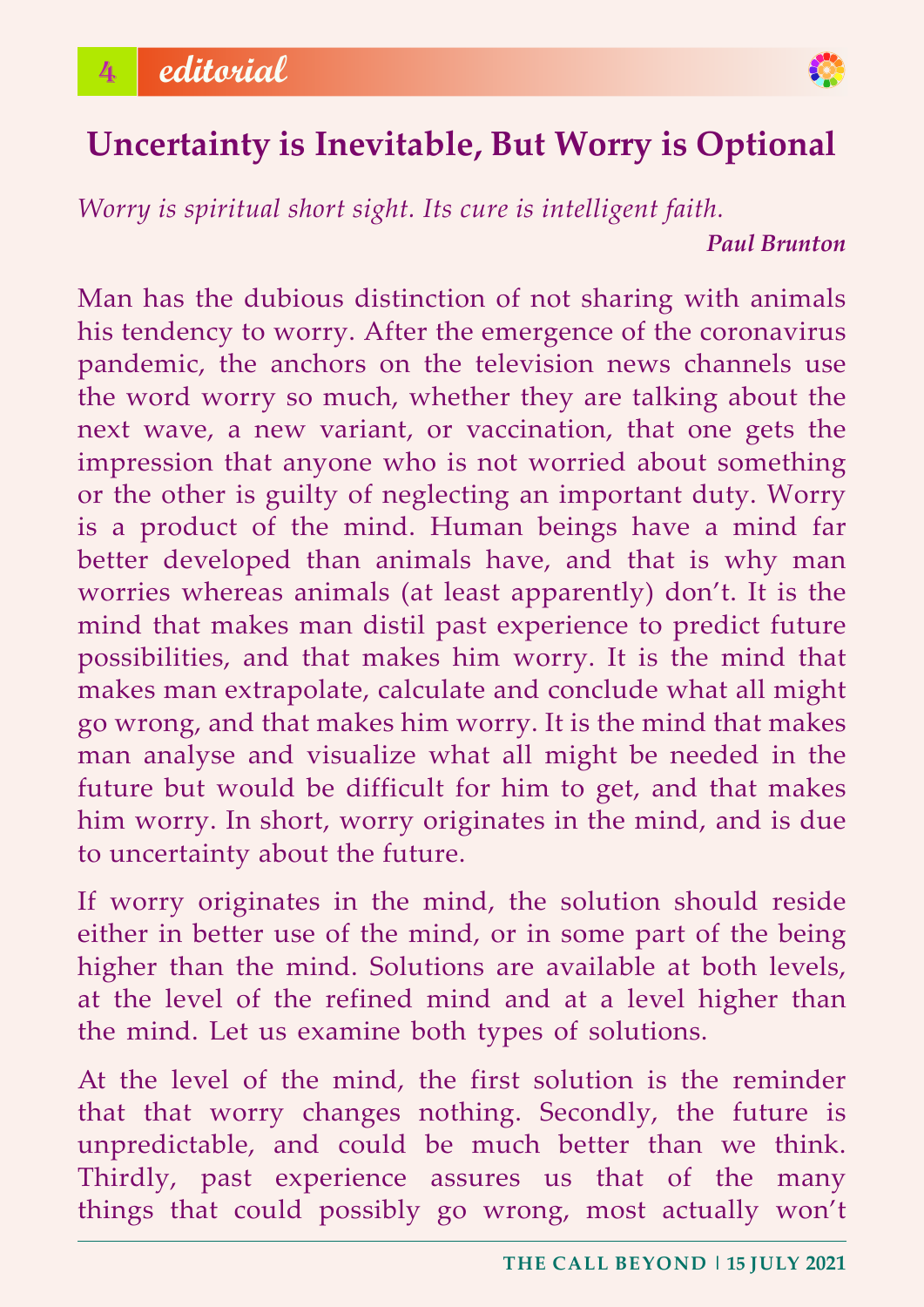# Uncertainty is Inevitable, But Worry is Optional

*Worry is spiritual short sight. Its cure is intelligent faith.*

***Paul Brunton***

Man has the dubious distinction of not sharing with animals his tendency to worry. After the emergence of the coronavirus pandemic, the anchors on the television news channels use the word worry so much, whether they are talking about the next wave, a new variant, or vaccination, that one gets the impression that anyone who is not worried about something or the other is guilty of neglecting an important duty. Worry is a product of the mind. Human beings have a mind far better developed than animals have, and that is why man worries whereas animals (at least apparently) don't. It is the mind that makes man distil past experience to predict future possibilities, and that makes him worry. It is the mind that makes man extrapolate, calculate and conclude what all might go wrong, and that makes him worry. It is the mind that makes man analyse and visualize what all might be needed in the future but would be difficult for him to get, and that makes him worry. In short, worry originates in the mind, and is due to uncertainty about the future.

If worry originates in the mind, the solution should reside either in better use of the mind, or in some part of the being higher than the mind. Solutions are available at both levels, at the level of the refined mind and at a level higher than the mind. Let us examine both types of solutions.

At the level of the mind, the first solution is the reminder that that worry changes nothing. Secondly, the future is unpredictable, and could be much better than we think. Thirdly, past experience assures us that of the many things that could possibly go wrong, most actually won't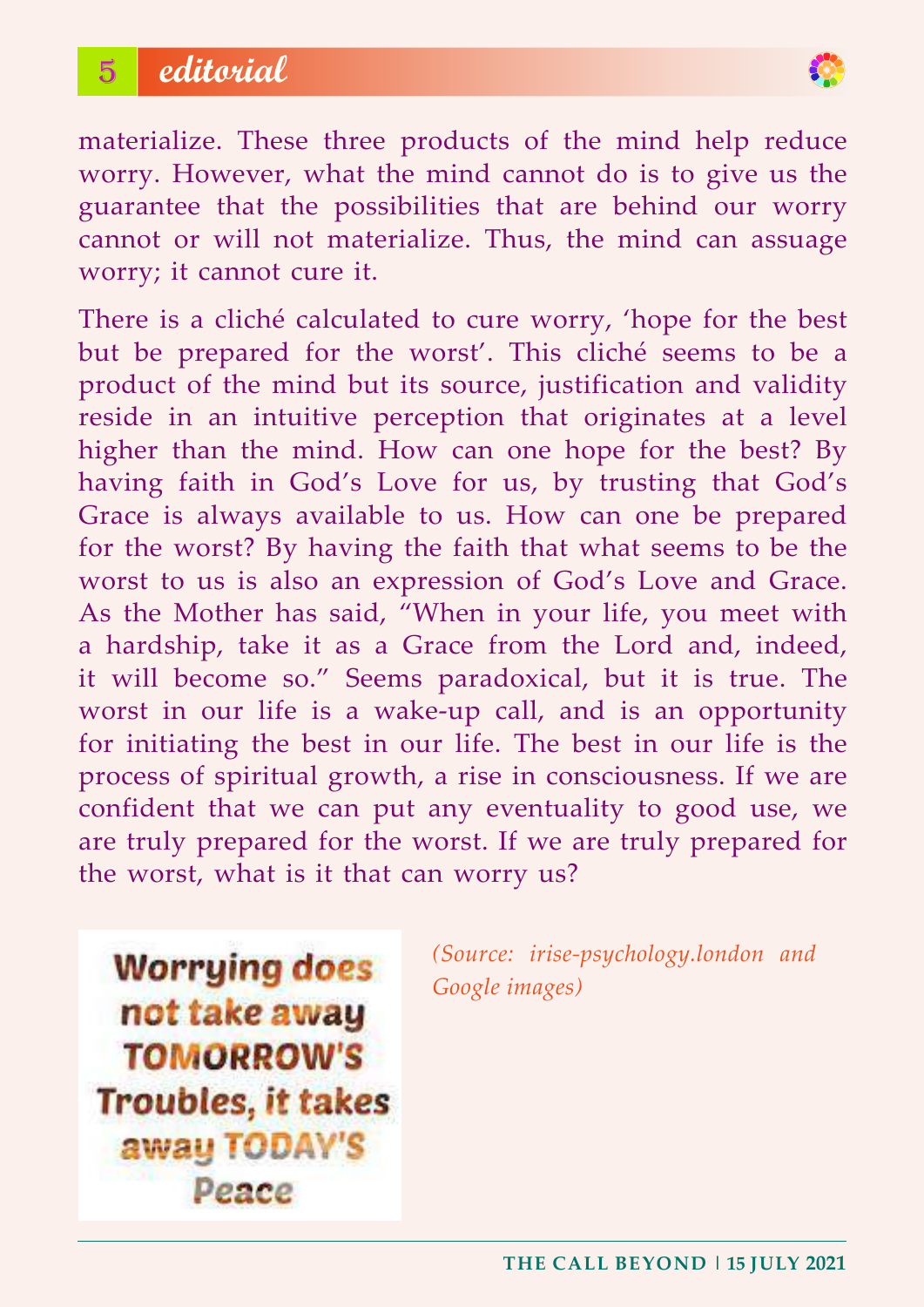materialize. These three products of the mind help reduce worry. However, what the mind cannot do is to give us the guarantee that the possibilities that are behind our worry cannot or will not materialize. Thus, the mind can assuage worry; it cannot cure it.

There is a cliché calculated to cure worry, 'hope for the best but be prepared for the worst'. This cliché seems to be a product of the mind but its source, justification and validity reside in an intuitive perception that originates at a level higher than the mind. How can one hope for the best? By having faith in God's Love for us, by trusting that God's Grace is always available to us. How can one be prepared for the worst? By having the faith that what seems to be the worst to us is also an expression of God's Love and Grace. As the Mother has said, "When in your life, you meet with a hardship, take it as a Grace from the Lord and, indeed, it will become so." Seems paradoxical, but it is true. The worst in our life is a wake-up call, and is an opportunity for initiating the best in our life. The best in our life is the process of spiritual growth, a rise in consciousness. If we are confident that we can put any eventuality to good use, we are truly prepared for the worst. If we are truly prepared for the worst, what is it that can worry us?

**Worrying does not take away TOMORROW'S Troubles, it takes away TODAY'S Peace**

*(Source: irise-psychology.london and Google images)*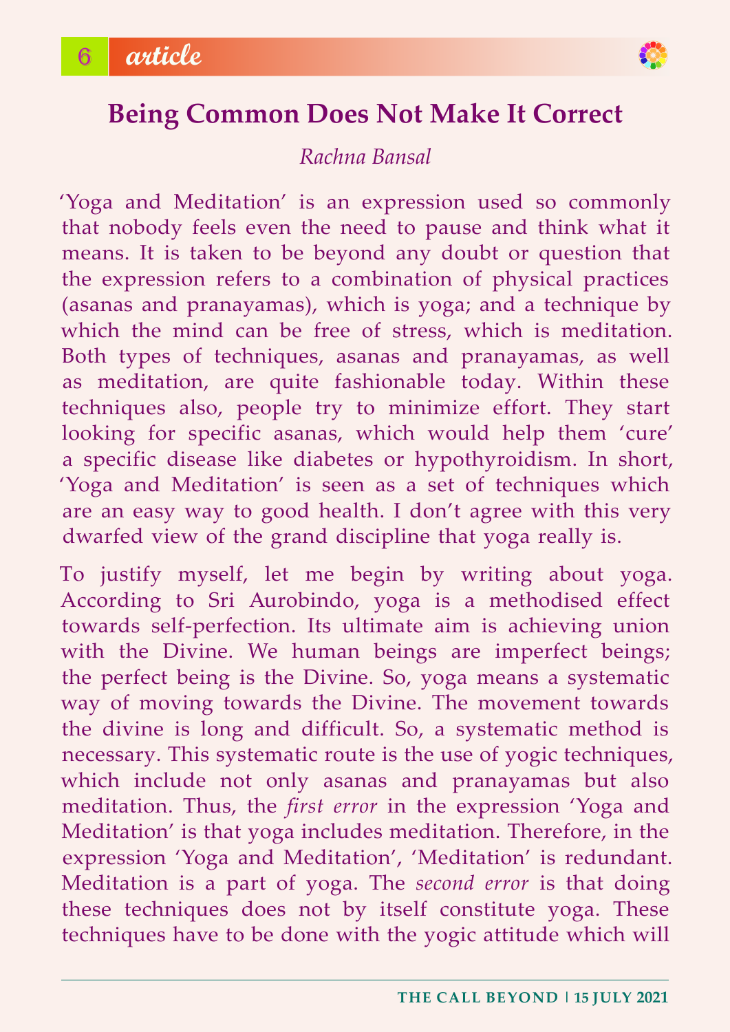# Being Common Does Not Make It Correct

*Rachna Bansal*

'Yoga and Meditation' is an expression used so commonly that nobody feels even the need to pause and think what it means. It is taken to be beyond any doubt or question that the expression refers to a combination of physical practices (asanas and pranayamas), which is yoga; and a technique by which the mind can be free of stress, which is meditation. Both types of techniques, asanas and pranayamas, as well as meditation, are quite fashionable today. Within these techniques also, people try to minimize effort. They start looking for specific asanas, which would help them 'cure' a specific disease like diabetes or hypothyroidism. In short, 'Yoga and Meditation' is seen as a set of techniques which are an easy way to good health. I don't agree with this very dwarfed view of the grand discipline that yoga really is.

To justify myself, let me begin by writing about yoga. According to Sri Aurobindo, yoga is a methodised effect towards self-perfection. Its ultimate aim is achieving union with the Divine. We human beings are imperfect beings; the perfect being is the Divine. So, yoga means a systematic way of moving towards the Divine. The movement towards the divine is long and difficult. So, a systematic method is necessary. This systematic route is the use of yogic techniques, which include not only asanas and pranayamas but also meditation. Thus, the *first error* in the expression 'Yoga and Meditation' is that yoga includes meditation. Therefore, in the expression 'Yoga and Meditation', 'Meditation' is redundant. Meditation is a part of yoga. The *second error* is that doing these techniques does not by itself constitute yoga. These techniques have to be done with the yogic attitude which will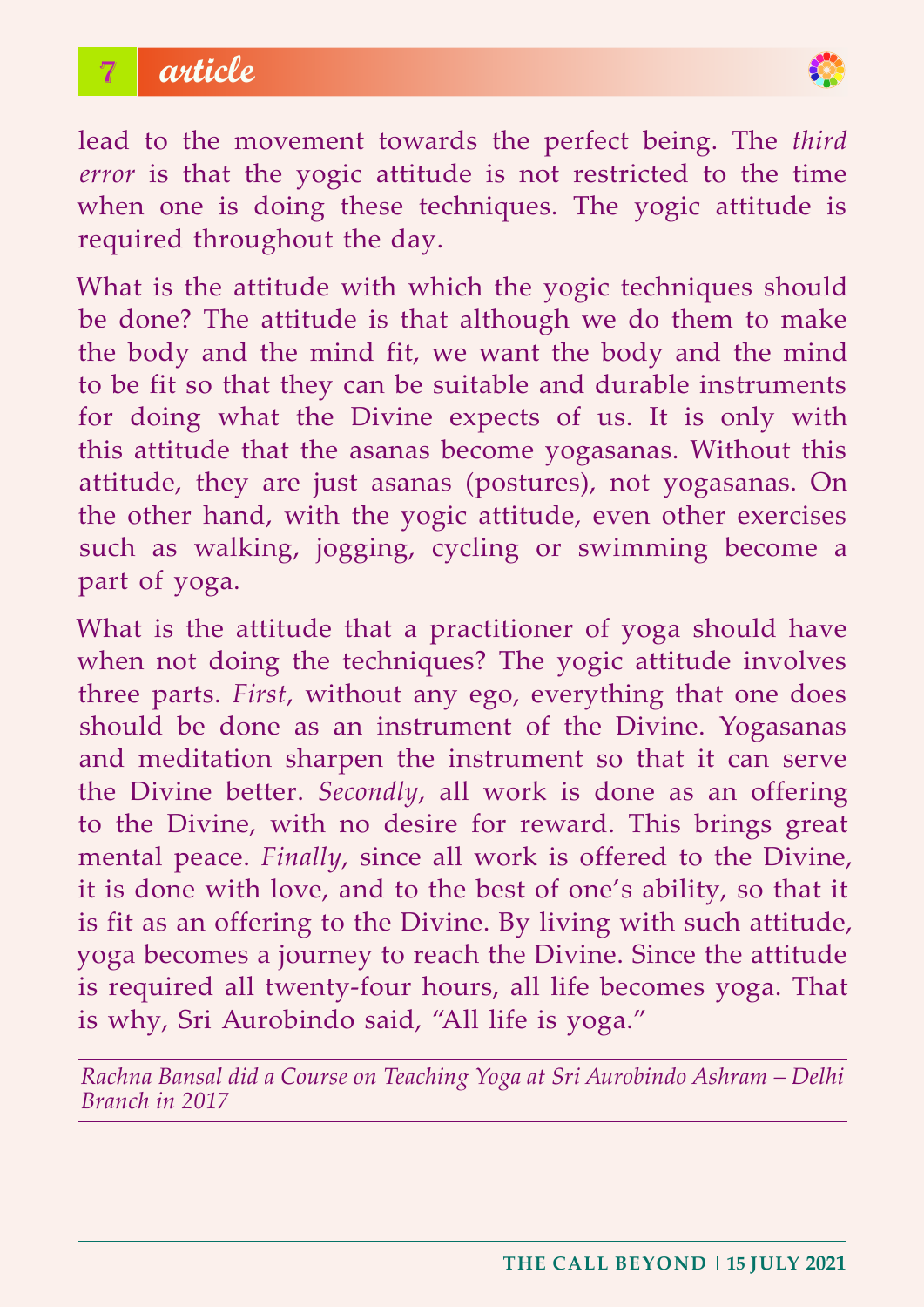lead to the movement towards the perfect being. The *third error* is that the yogic attitude is not restricted to the time when one is doing these techniques. The yogic attitude is required throughout the day.

What is the attitude with which the yogic techniques should be done? The attitude is that although we do them to make the body and the mind fit, we want the body and the mind to be fit so that they can be suitable and durable instruments for doing what the Divine expects of us. It is only with this attitude that the asanas become yogasanas. Without this attitude, they are just asanas (postures), not yogasanas. On the other hand, with the yogic attitude, even other exercises such as walking, jogging, cycling or swimming become a part of yoga.

What is the attitude that a practitioner of yoga should have when not doing the techniques? The yogic attitude involves three parts. *First*, without any ego, everything that one does should be done as an instrument of the Divine. Yogasanas and meditation sharpen the instrument so that it can serve the Divine better. *Secondly*, all work is done as an offering to the Divine, with no desire for reward. This brings great mental peace. *Finally*, since all work is offered to the Divine, it is done with love, and to the best of one's ability, so that it is fit as an offering to the Divine. By living with such attitude, yoga becomes a journey to reach the Divine. Since the attitude is required all twenty-four hours, all life becomes yoga. That is why, Sri Aurobindo said, "All life is yoga."

---

*Rachna Bansal did a Course on Teaching Yoga at Sri Aurobindo Ashram – Delhi Branch in 2017*

---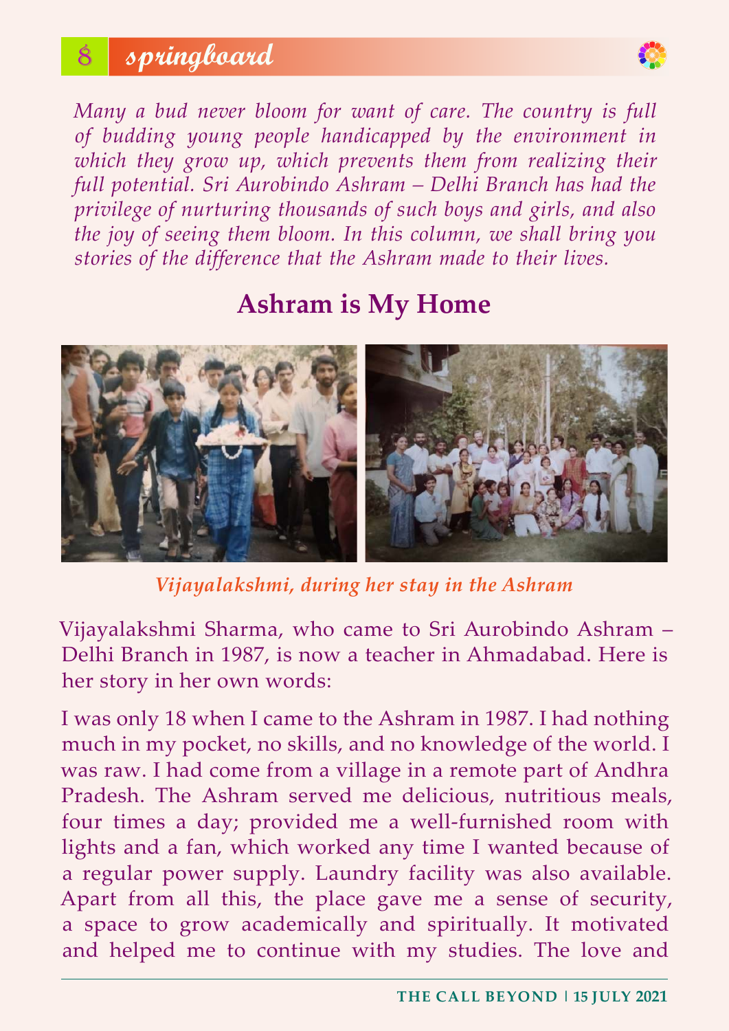*Many a bud never bloom for want of care. The country is full of budding young people handicapped by the environment in which they grow up, which prevents them from realizing their full potential. Sri Aurobindo Ashram – Delhi Branch has had the privilege of nurturing thousands of such boys and girls, and also the joy of seeing them bloom. In this column, we shall bring you stories of the difference that the Ashram made to their lives.*

## Ashram is My Home

*Vijayalakshmi, during her stay in the Ashram*

Vijayalakshmi Sharma, who came to Sri Aurobindo Ashram – Delhi Branch in 1987, is now a teacher in Ahmadabad. Here is her story in her own words:

I was only 18 when I came to the Ashram in 1987. I had nothing much in my pocket, no skills, and no knowledge of the world. I was raw. I had come from a village in a remote part of Andhra Pradesh. The Ashram served me delicious, nutritious meals, four times a day; provided me a well-furnished room with lights and a fan, which worked any time I wanted because of a regular power supply. Laundry facility was also available. Apart from all this, the place gave me a sense of security, a space to grow academically and spiritually. It motivated and helped me to continue with my studies. The love and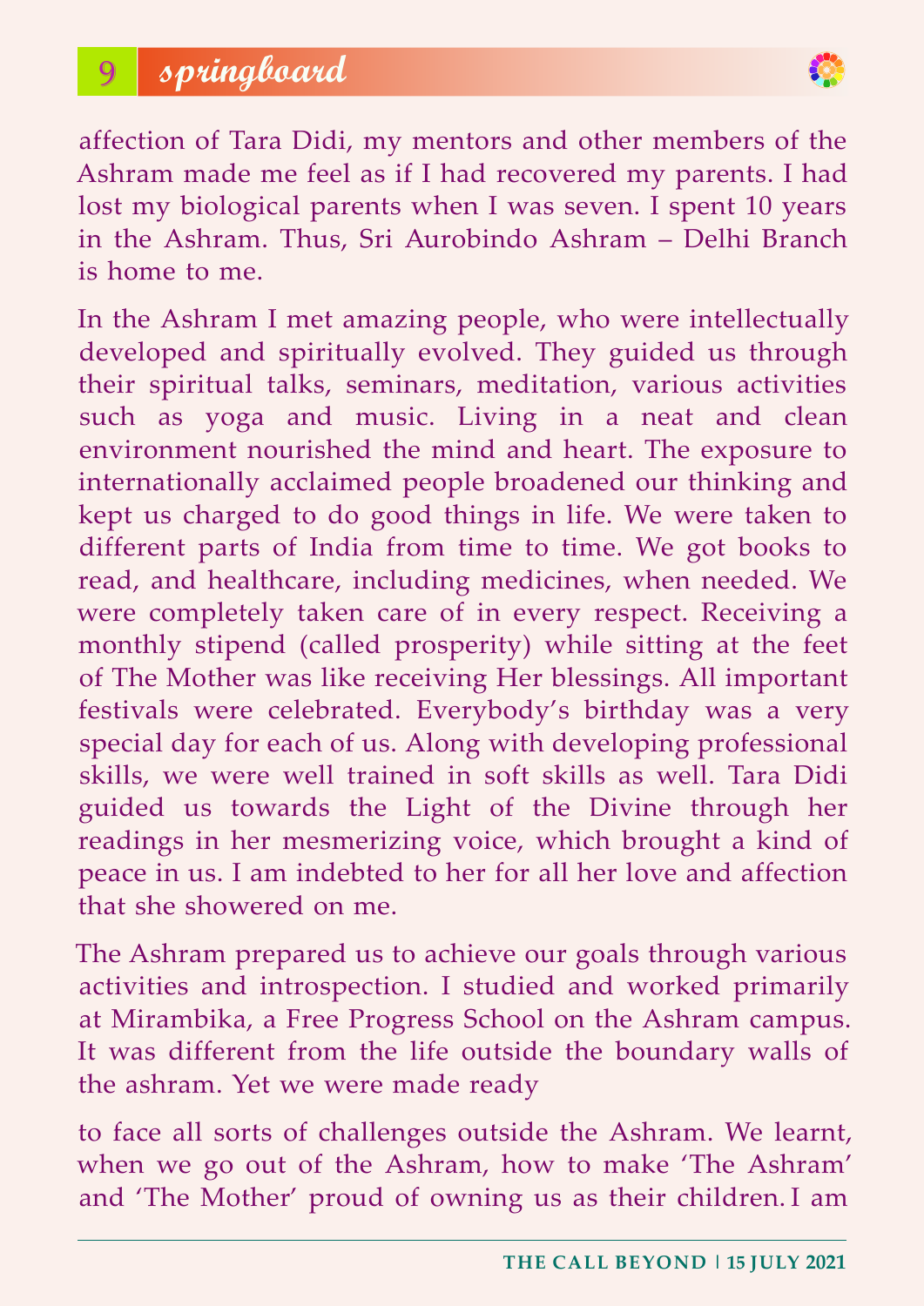affection of Tara Didi, my mentors and other members of the Ashram made me feel as if I had recovered my parents. I had lost my biological parents when I was seven. I spent 10 years in the Ashram. Thus, Sri Aurobindo Ashram – Delhi Branch is home to me.

In the Ashram I met amazing people, who were intellectually developed and spiritually evolved. They guided us through their spiritual talks, seminars, meditation, various activities such as yoga and music. Living in a neat and clean environment nourished the mind and heart. The exposure to internationally acclaimed people broadened our thinking and kept us charged to do good things in life. We were taken to different parts of India from time to time. We got books to read, and healthcare, including medicines, when needed. We were completely taken care of in every respect. Receiving a monthly stipend (called prosperity) while sitting at the feet of The Mother was like receiving Her blessings. All important festivals were celebrated. Everybody's birthday was a very special day for each of us. Along with developing professional skills, we were well trained in soft skills as well. Tara Didi guided us towards the Light of the Divine through her readings in her mesmerizing voice, which brought a kind of peace in us. I am indebted to her for all her love and affection that she showered on me.

The Ashram prepared us to achieve our goals through various activities and introspection. I studied and worked primarily at Mirambika, a Free Progress School on the Ashram campus. It was different from the life outside the boundary walls of the ashram. Yet we were made ready to face all sorts of challenges outside the Ashram. We learnt, when we go out of the Ashram, how to make 'The Ashram' and 'The Mother' proud of owning us as their children. I am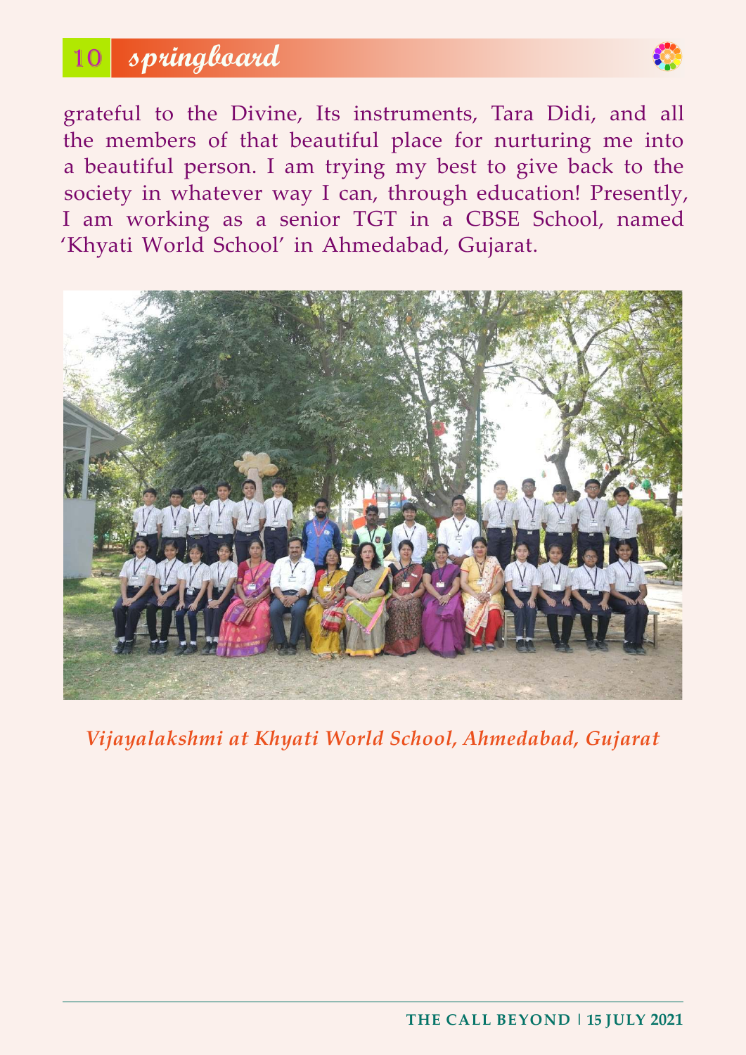grateful to the Divine, Its instruments, Tara Didi, and all the members of that beautiful place for nurturing me into a beautiful person. I am trying my best to give back to the society in whatever way I can, through education! Presently, I am working as a senior TGT in a CBSE School, named 'Khyati World School' in Ahmedabad, Gujarat.

*Vijayalakshmi at Khyati World School, Ahmedabad, Gujarat*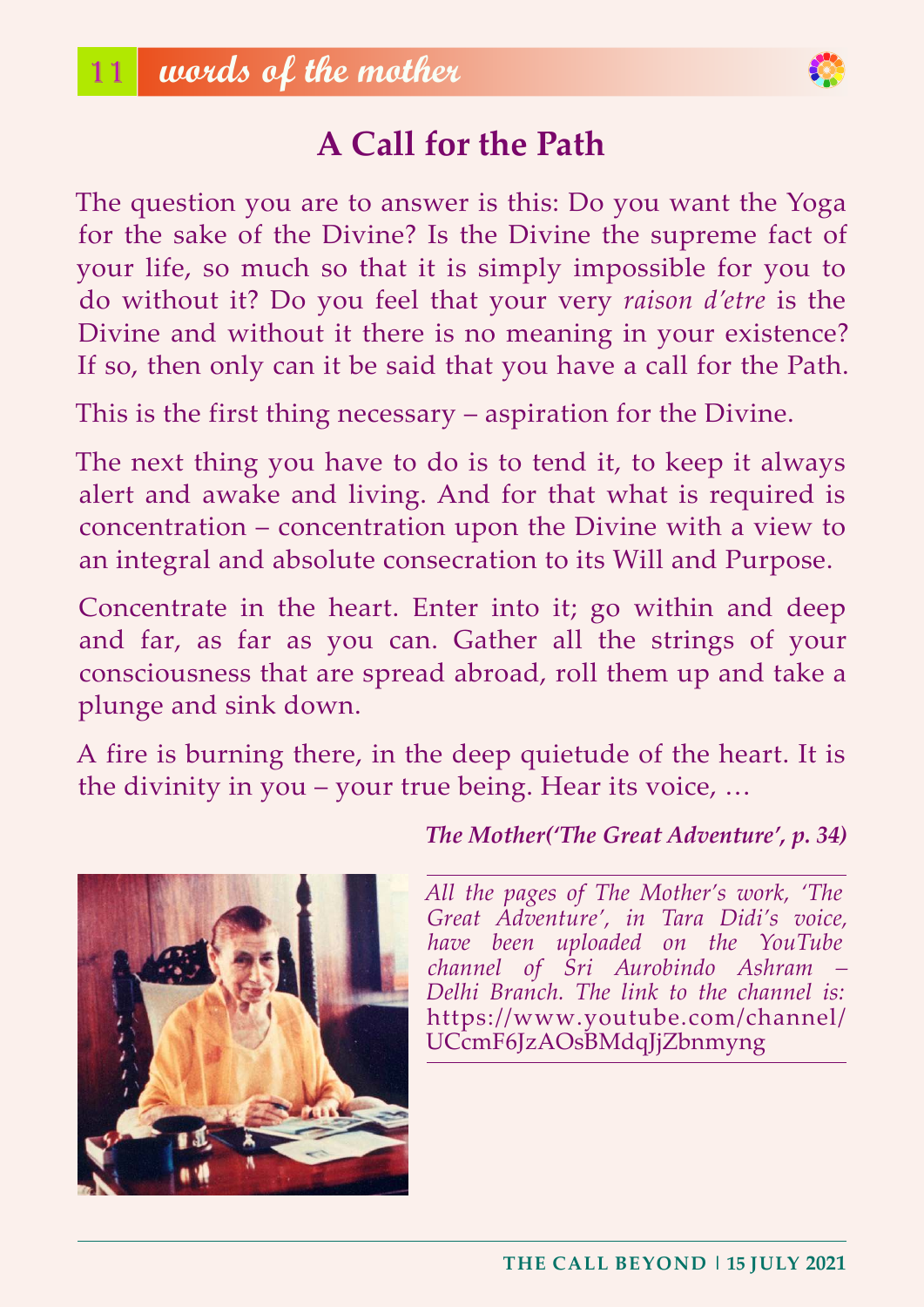## A Call for the Path

The question you are to answer is this: Do you want the Yoga for the sake of the Divine? Is the Divine the supreme fact of your life, so much so that it is simply impossible for you to do without it? Do you feel that your very *raison d'etre* is the Divine and without it there is no meaning in your existence? If so, then only can it be said that you have a call for the Path.

This is the first thing necessary – aspiration for the Divine.

The next thing you have to do is to tend it, to keep it always alert and awake and living. And for that what is required is concentration – concentration upon the Divine with a view to an integral and absolute consecration to its Will and Purpose.

Concentrate in the heart. Enter into it; go within and deep and far, as far as you can. Gather all the strings of your consciousness that are spread abroad, roll them up and take a plunge and sink down.

A fire is burning there, in the deep quietude of the heart. It is the divinity in you – your true being. Hear its voice, …

***The Mother('The Great Adventure', p. 34)***

*All the pages of The Mother's work, 'The Great Adventure', in Tara Didi's voice, have been uploaded on the YouTube channel of Sri Aurobindo Ashram – Delhi Branch. The link to the channel is:* https://www.youtube.com/channel/UCcmF6JzAOsBMdqJjZbnmyng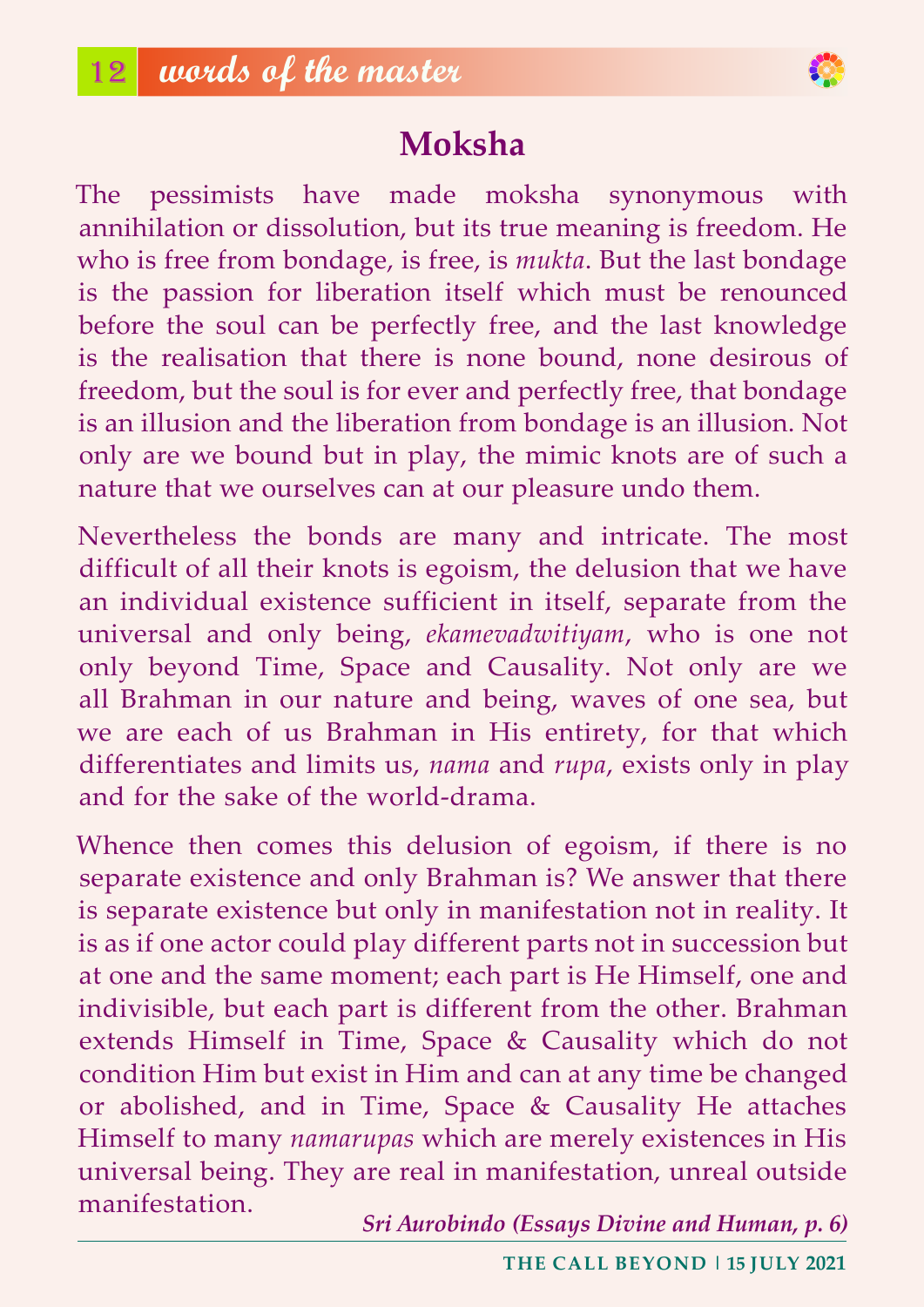# Moksha

The pessimists have made moksha synonymous with annihilation or dissolution, but its true meaning is freedom. He who is free from bondage, is free, is *mukta*. But the last bondage is the passion for liberation itself which must be renounced before the soul can be perfectly free, and the last knowledge is the realisation that there is none bound, none desirous of freedom, but the soul is for ever and perfectly free, that bondage is an illusion and the liberation from bondage is an illusion. Not only are we bound but in play, the mimic knots are of such a nature that we ourselves can at our pleasure undo them.

Nevertheless the bonds are many and intricate. The most difficult of all their knots is egoism, the delusion that we have an individual existence sufficient in itself, separate from the universal and only being, *ekamevadwitiyam*, who is one not only beyond Time, Space and Causality. Not only are we all Brahman in our nature and being, waves of one sea, but we are each of us Brahman in His entirety, for that which differentiates and limits us, *nama* and *rupa*, exists only in play and for the sake of the world-drama.

Whence then comes this delusion of egoism, if there is no separate existence and only Brahman is? We answer that there is separate existence but only in manifestation not in reality. It is as if one actor could play different parts not in succession but at one and the same moment; each part is He Himself, one and indivisible, but each part is different from the other. Brahman extends Himself in Time, Space & Causality which do not condition Him but exist in Him and can at any time be changed or abolished, and in Time, Space & Causality He attaches Himself to many *namarupas* which are merely existences in His universal being. They are real in manifestation, unreal outside manifestation.

***Sri Aurobindo (Essays Divine and Human, p. 6)***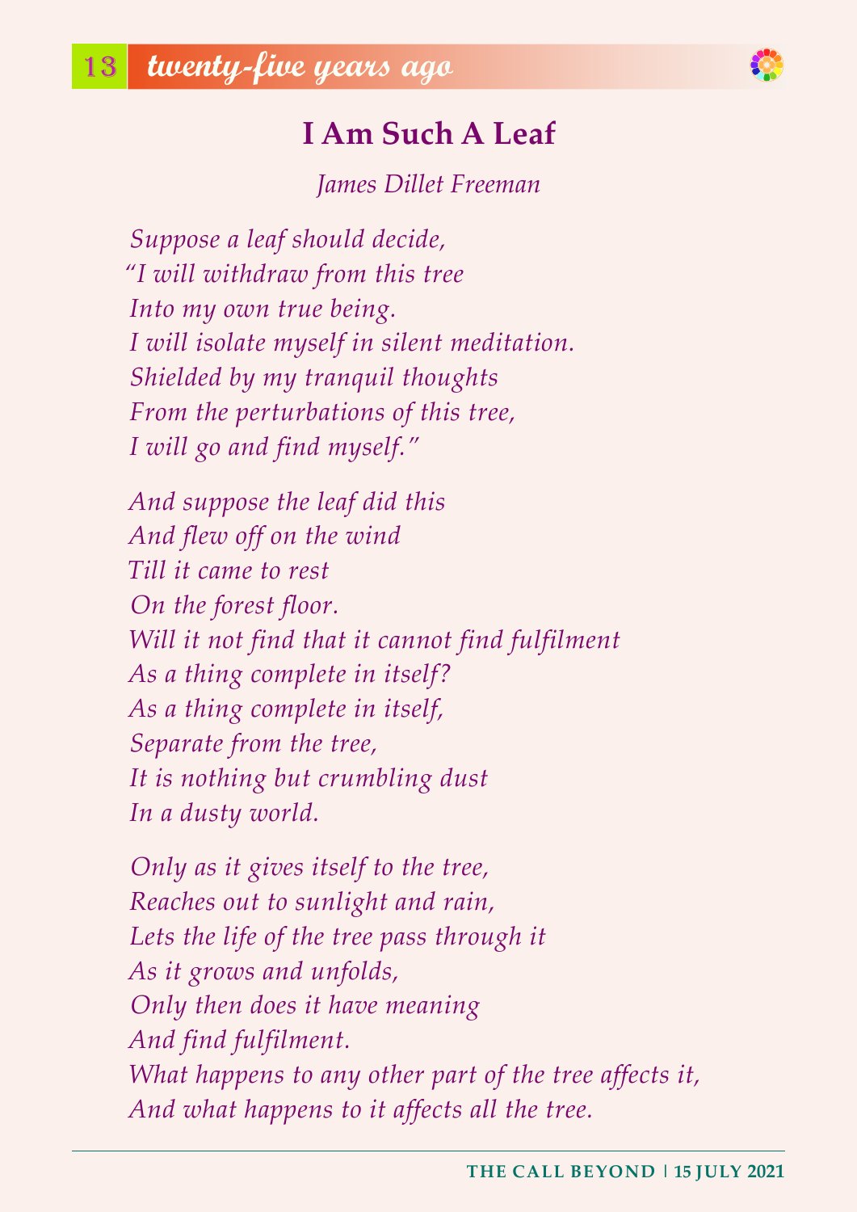## twenty-five years ago

# I Am Such A Leaf

*James Dillet Freeman*

*Suppose a leaf should decide,*
*"I will withdraw from this tree*
*Into my own true being.*
*I will isolate myself in silent meditation.*
*Shielded by my tranquil thoughts*
*From the perturbations of this tree,*
*I will go and find myself."*

*And suppose the leaf did this*
*And flew off on the wind*
*Till it came to rest*
*On the forest floor.*
*Will it not find that it cannot find fulfilment*
*As a thing complete in itself?*
*As a thing complete in itself,*
*Separate from the tree,*
*It is nothing but crumbling dust*
*In a dusty world.*

*Only as it gives itself to the tree,*
*Reaches out to sunlight and rain,*
*Lets the life of the tree pass through it*
*As it grows and unfolds,*
*Only then does it have meaning*
*And find fulfilment.*
*What happens to any other part of the tree affects it,*
*And what happens to it affects all the tree.*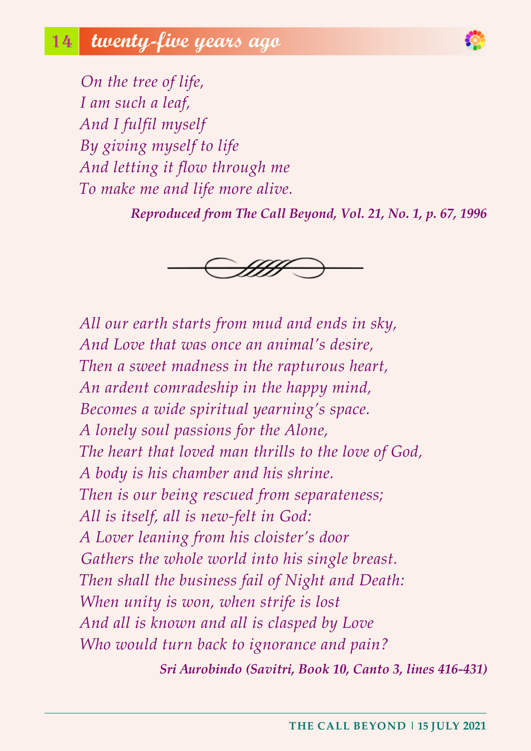## twenty-five years ago

*On the tree of life,*
*I am such a leaf,*
*And I fulfil myself*
*By giving myself to life*
*And letting it flow through me*
*To make me and life more alive.*

***Reproduced from The Call Beyond, Vol. 21, No. 1, p. 67, 1996***

---

*All our earth starts from mud and ends in sky,*
*And Love that was once an animal's desire,*
*Then a sweet madness in the rapturous heart,*
*An ardent comradeship in the happy mind,*
*Becomes a wide spiritual yearning's space.*
*A lonely soul passions for the Alone,*
*The heart that loved man thrills to the love of God,*
*A body is his chamber and his shrine.*
*Then is our being rescued from separateness;*
*All is itself, all is new-felt in God:*
*A Lover leaning from his cloister's door*
*Gathers the whole world into his single breast.*
*Then shall the business fail of Night and Death:*
*When unity is won, when strife is lost*
*And all is known and all is clasped by Love*
*Who would turn back to ignorance and pain?*

***Sri Aurobindo (Savitri, Book 10, Canto 3, lines 416-431)***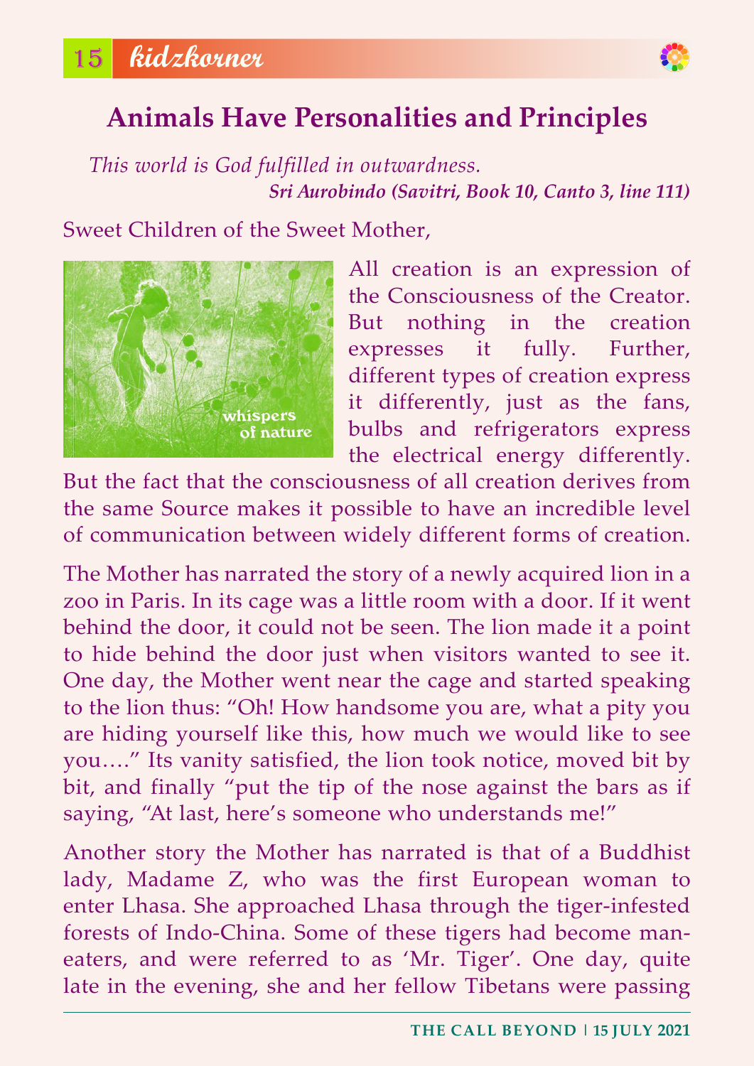# Animals Have Personalities and Principles

*This world is God fulfilled in outwardness.*
***Sri Aurobindo (Savitri, Book 10, Canto 3, line 111)***

Sweet Children of the Sweet Mother,

All creation is an expression of the Consciousness of the Creator. But nothing in the creation expresses it fully. Further, different types of creation express it differently, just as the fans, bulbs and refrigerators express the electrical energy differently. But the fact that the consciousness of all creation derives from the same Source makes it possible to have an incredible level of communication between widely different forms of creation.

The Mother has narrated the story of a newly acquired lion in a zoo in Paris. In its cage was a little room with a door. If it went behind the door, it could not be seen. The lion made it a point to hide behind the door just when visitors wanted to see it. One day, the Mother went near the cage and started speaking to the lion thus: "Oh! How handsome you are, what a pity you are hiding yourself like this, how much we would like to see you…." Its vanity satisfied, the lion took notice, moved bit by bit, and finally "put the tip of the nose against the bars as if saying, "At last, here's someone who understands me!"

Another story the Mother has narrated is that of a Buddhist lady, Madame Z, who was the first European woman to enter Lhasa. She approached Lhasa through the tiger-infested forests of Indo-China. Some of these tigers had become man-eaters, and were referred to as 'Mr. Tiger'. One day, quite late in the evening, she and her fellow Tibetans were passing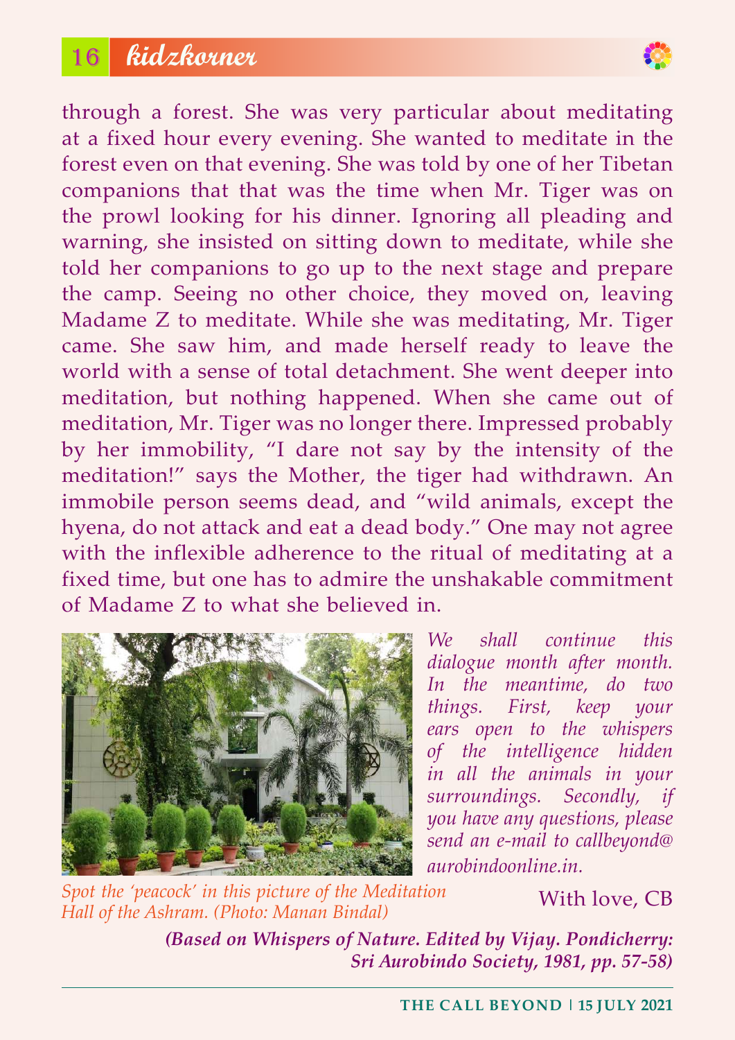through a forest. She was very particular about meditating at a fixed hour every evening. She wanted to meditate in the forest even on that evening. She was told by one of her Tibetan companions that that was the time when Mr. Tiger was on the prowl looking for his dinner. Ignoring all pleading and warning, she insisted on sitting down to meditate, while she told her companions to go up to the next stage and prepare the camp. Seeing no other choice, they moved on, leaving Madame Z to meditate. While she was meditating, Mr. Tiger came. She saw him, and made herself ready to leave the world with a sense of total detachment. She went deeper into meditation, but nothing happened. When she came out of meditation, Mr. Tiger was no longer there. Impressed probably by her immobility, "I dare not say by the intensity of the meditation!" says the Mother, the tiger had withdrawn. An immobile person seems dead, and "wild animals, except the hyena, do not attack and eat a dead body." One may not agree with the inflexible adherence to the ritual of meditating at a fixed time, but one has to admire the unshakable commitment of Madame Z to what she believed in.

*Spot the 'peacock' in this picture of the Meditation Hall of the Ashram. (Photo: Manan Bindal)*

*We shall continue this dialogue month after month. In the meantime, do two things. First, keep your ears open to the whispers of the intelligence hidden in all the animals in your surroundings. Secondly, if you have any questions, please send an e-mail to callbeyond@aurobindoonline.in.*

With love, CB

***(Based on Whispers of Nature. Edited by Vijay. Pondicherry: Sri Aurobindo Society, 1981, pp. 57-58)***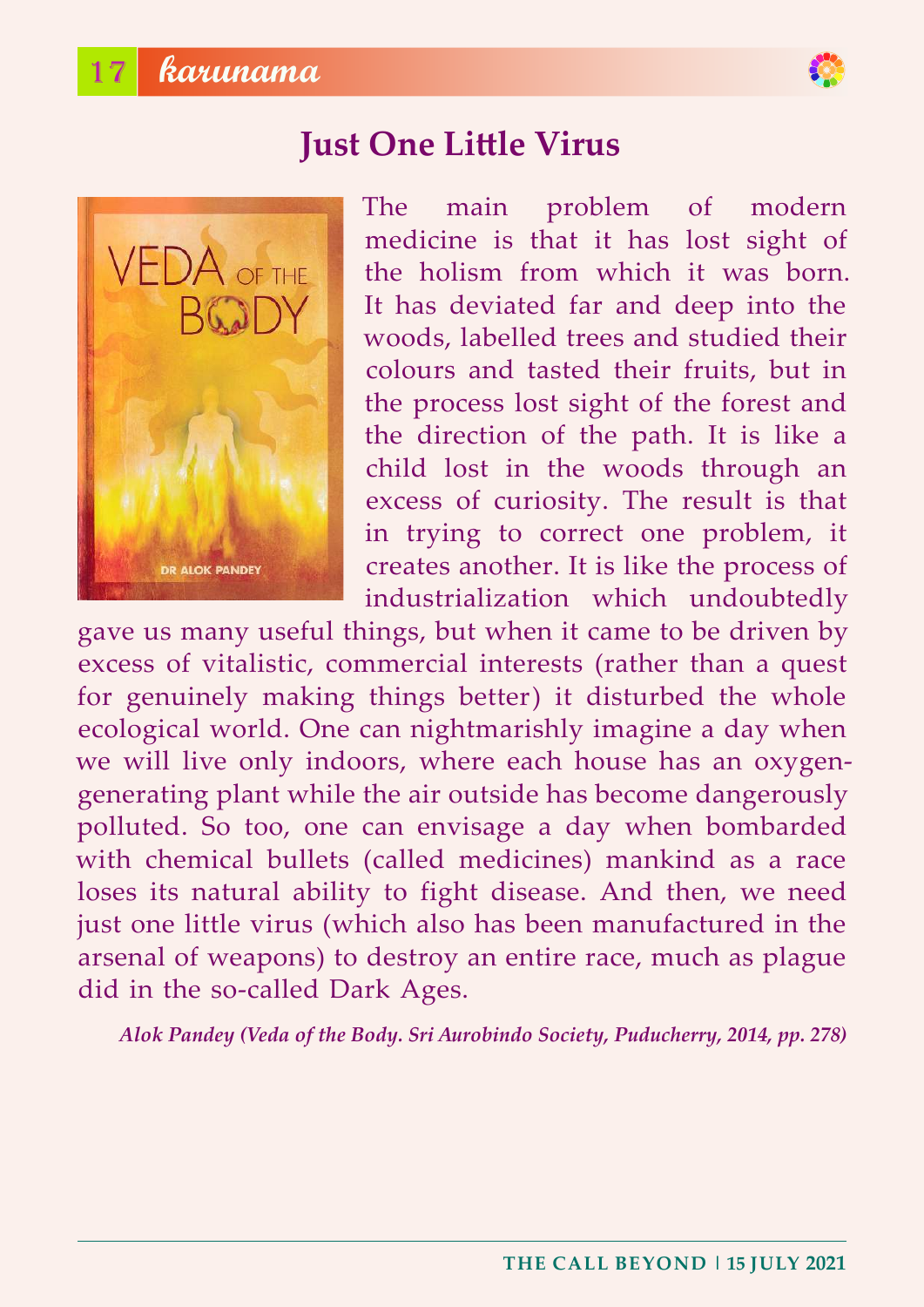# Just One Little Virus

The main problem of modern medicine is that it has lost sight of the holism from which it was born. It has deviated far and deep into the woods, labelled trees and studied their colours and tasted their fruits, but in the process lost sight of the forest and the direction of the path. It is like a child lost in the woods through an excess of curiosity. The result is that in trying to correct one problem, it creates another. It is like the process of industrialization which undoubtedly gave us many useful things, but when it came to be driven by excess of vitalistic, commercial interests (rather than a quest for genuinely making things better) it disturbed the whole ecological world. One can nightmarishly imagine a day when we will live only indoors, where each house has an oxygen-generating plant while the air outside has become dangerously polluted. So too, one can envisage a day when bombarded with chemical bullets (called medicines) mankind as a race loses its natural ability to fight disease. And then, we need just one little virus (which also has been manufactured in the arsenal of weapons) to destroy an entire race, much as plague did in the so-called Dark Ages.

*Alok Pandey (Veda of the Body. Sri Aurobindo Society, Puducherry, 2014, pp. 278)*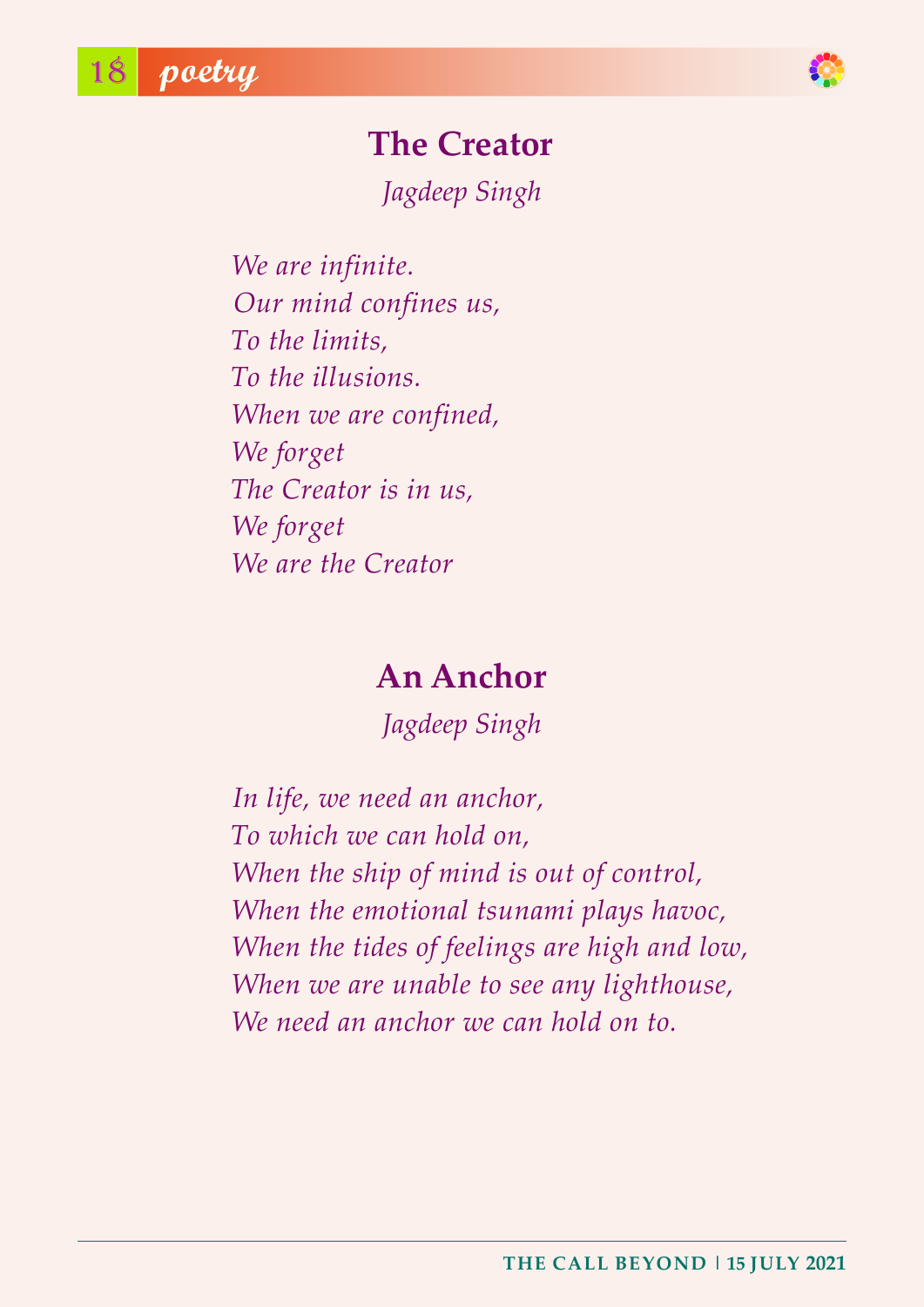## The Creator

*Jagdeep Singh*

*We are infinite.*
*Our mind confines us,*
*To the limits,*
*To the illusions.*
*When we are confined,*
*We forget*
*The Creator is in us,*
*We forget*
*We are the Creator*

## An Anchor

*Jagdeep Singh*

*In life, we need an anchor,*
*To which we can hold on,*
*When the ship of mind is out of control,*
*When the emotional tsunami plays havoc,*
*When the tides of feelings are high and low,*
*When we are unable to see any lighthouse,*
*We need an anchor we can hold on to.*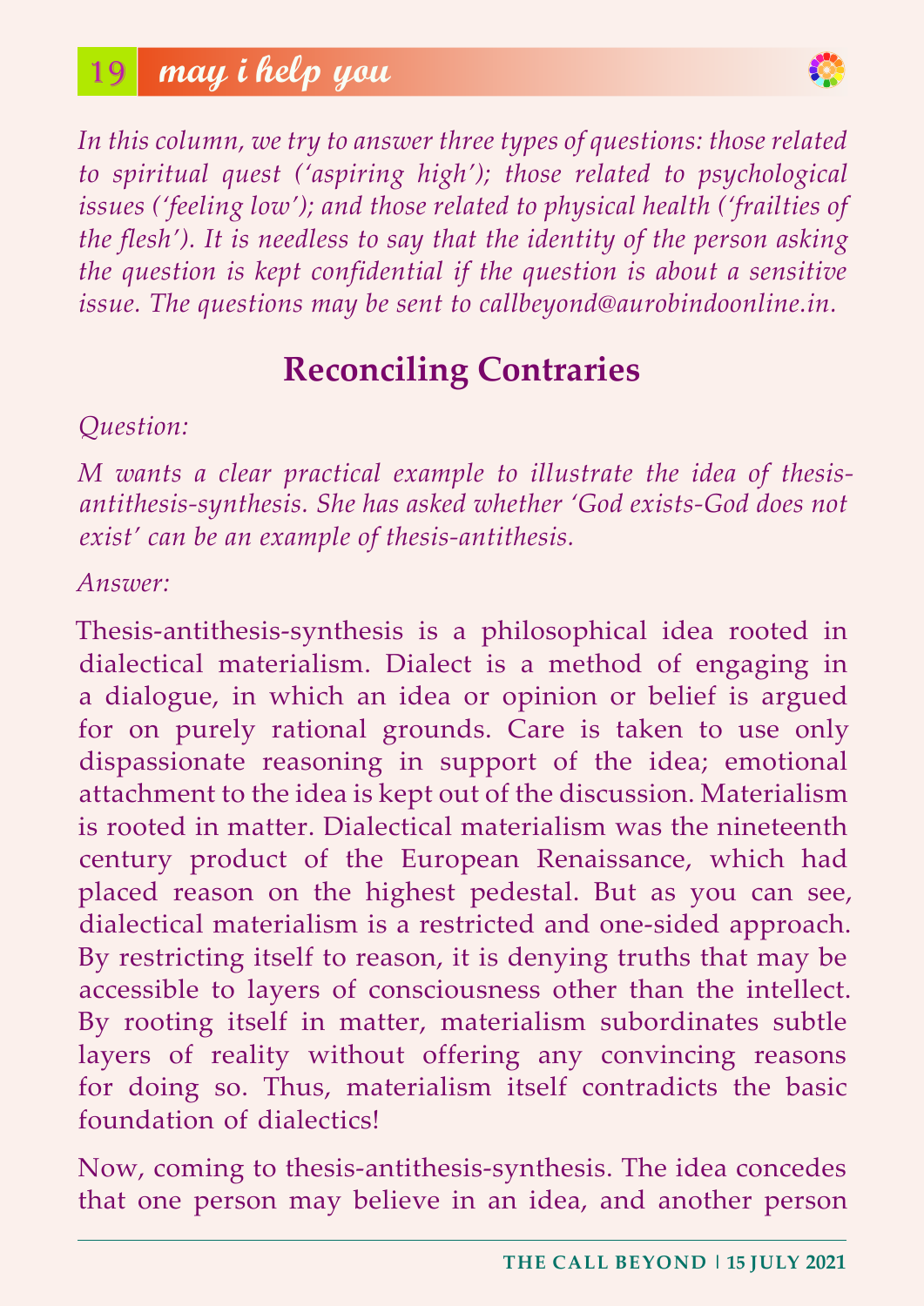## may i help you

*In this column, we try to answer three types of questions: those related to spiritual quest ('aspiring high'); those related to psychological issues ('feeling low'); and those related to physical health ('frailties of the flesh'). It is needless to say that the identity of the person asking the question is kept confidential if the question is about a sensitive issue. The questions may be sent to callbeyond@aurobindoonline.in.*

# Reconciling Contraries

*Question:*

*M wants a clear practical example to illustrate the idea of thesis-antithesis-synthesis. She has asked whether 'God exists-God does not exist' can be an example of thesis-antithesis.*

*Answer:*

Thesis-antithesis-synthesis is a philosophical idea rooted in dialectical materialism. Dialect is a method of engaging in a dialogue, in which an idea or opinion or belief is argued for on purely rational grounds. Care is taken to use only dispassionate reasoning in support of the idea; emotional attachment to the idea is kept out of the discussion. Materialism is rooted in matter. Dialectical materialism was the nineteenth century product of the European Renaissance, which had placed reason on the highest pedestal. But as you can see, dialectical materialism is a restricted and one-sided approach. By restricting itself to reason, it is denying truths that may be accessible to layers of consciousness other than the intellect. By rooting itself in matter, materialism subordinates subtle layers of reality without offering any convincing reasons for doing so. Thus, materialism itself contradicts the basic foundation of dialectics!

Now, coming to thesis-antithesis-synthesis. The idea concedes that one person may believe in an idea, and another person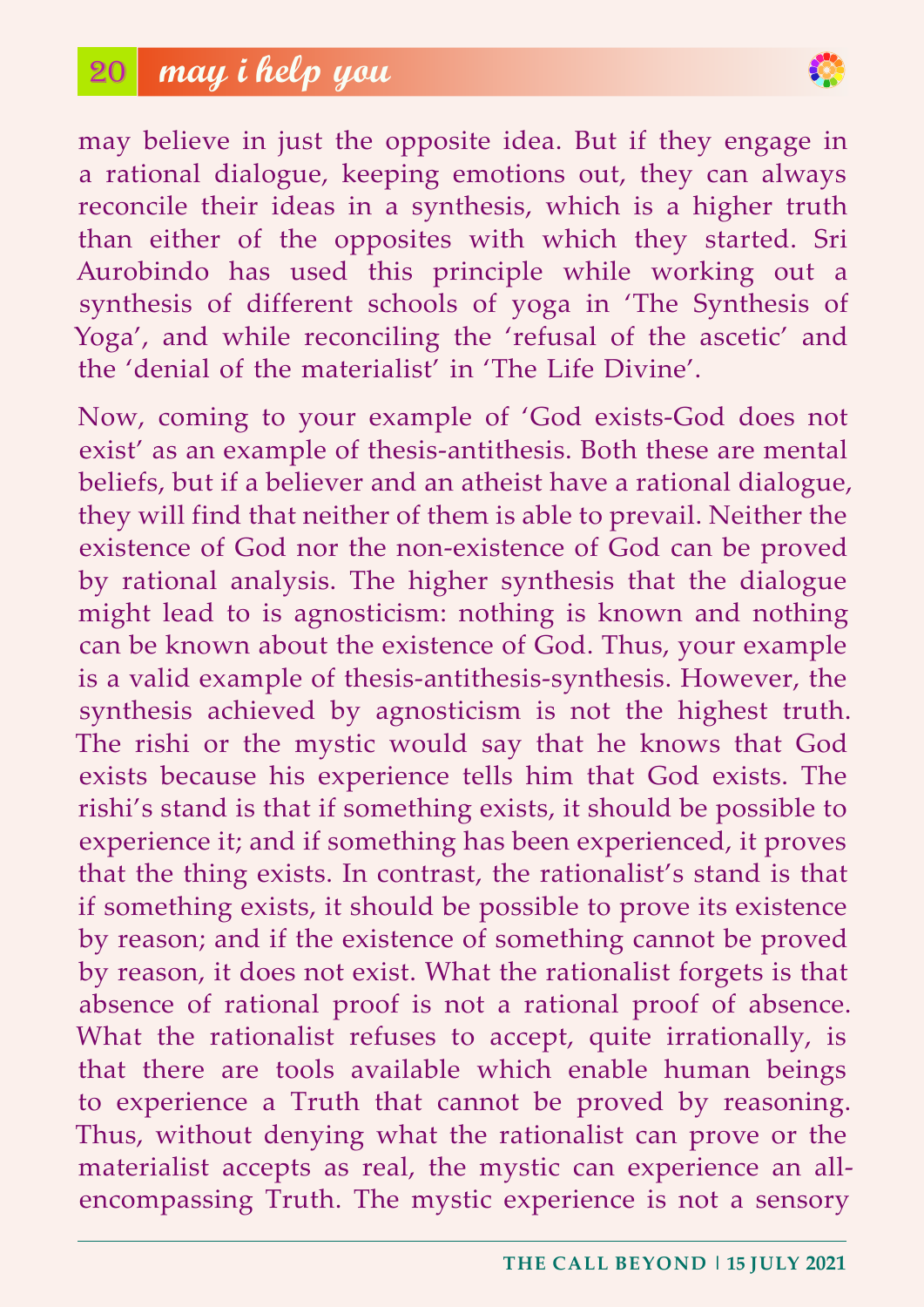may believe in just the opposite idea. But if they engage in a rational dialogue, keeping emotions out, they can always reconcile their ideas in a synthesis, which is a higher truth than either of the opposites with which they started. Sri Aurobindo has used this principle while working out a synthesis of different schools of yoga in 'The Synthesis of Yoga', and while reconciling the 'refusal of the ascetic' and the 'denial of the materialist' in 'The Life Divine'.

Now, coming to your example of 'God exists-God does not exist' as an example of thesis-antithesis. Both these are mental beliefs, but if a believer and an atheist have a rational dialogue, they will find that neither of them is able to prevail. Neither the existence of God nor the non-existence of God can be proved by rational analysis. The higher synthesis that the dialogue might lead to is agnosticism: nothing is known and nothing can be known about the existence of God. Thus, your example is a valid example of thesis-antithesis-synthesis. However, the synthesis achieved by agnosticism is not the highest truth. The rishi or the mystic would say that he knows that God exists because his experience tells him that God exists. The rishi's stand is that if something exists, it should be possible to experience it; and if something has been experienced, it proves that the thing exists. In contrast, the rationalist's stand is that if something exists, it should be possible to prove its existence by reason; and if the existence of something cannot be proved by reason, it does not exist. What the rationalist forgets is that absence of rational proof is not a rational proof of absence. What the rationalist refuses to accept, quite irrationally, is that there are tools available which enable human beings to experience a Truth that cannot be proved by reasoning. Thus, without denying what the rationalist can prove or the materialist accepts as real, the mystic can experience an all-encompassing Truth. The mystic experience is not a sensory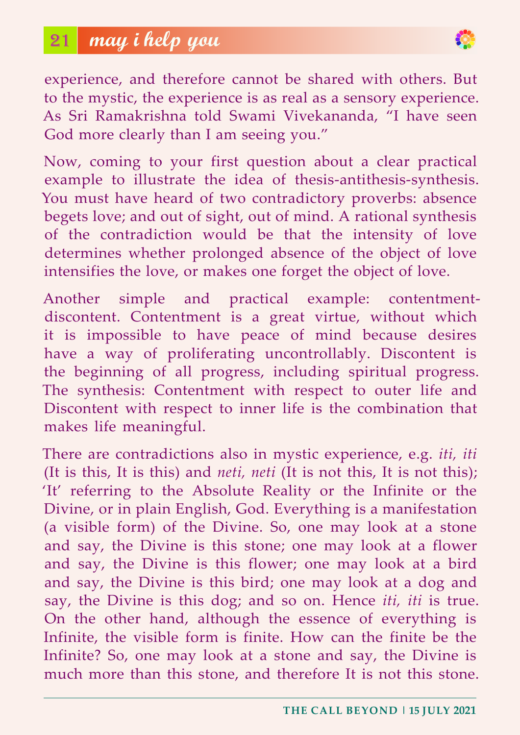experience, and therefore cannot be shared with others. But to the mystic, the experience is as real as a sensory experience. As Sri Ramakrishna told Swami Vivekananda, "I have seen God more clearly than I am seeing you."

Now, coming to your first question about a clear practical example to illustrate the idea of thesis-antithesis-synthesis. You must have heard of two contradictory proverbs: absence begets love; and out of sight, out of mind. A rational synthesis of the contradiction would be that the intensity of love determines whether prolonged absence of the object of love intensifies the love, or makes one forget the object of love.

Another simple and practical example: contentment-discontent. Contentment is a great virtue, without which it is impossible to have peace of mind because desires have a way of proliferating uncontrollably. Discontent is the beginning of all progress, including spiritual progress. The synthesis: Contentment with respect to outer life and Discontent with respect to inner life is the combination that makes life meaningful.

There are contradictions also in mystic experience, e.g. *iti, iti* (It is this, It is this) and *neti, neti* (It is not this, It is not this); 'It' referring to the Absolute Reality or the Infinite or the Divine, or in plain English, God. Everything is a manifestation (a visible form) of the Divine. So, one may look at a stone and say, the Divine is this stone; one may look at a flower and say, the Divine is this flower; one may look at a bird and say, the Divine is this bird; one may look at a dog and say, the Divine is this dog; and so on. Hence *iti, iti* is true. On the other hand, although the essence of everything is Infinite, the visible form is finite. How can the finite be the Infinite? So, one may look at a stone and say, the Divine is much more than this stone, and therefore It is not this stone.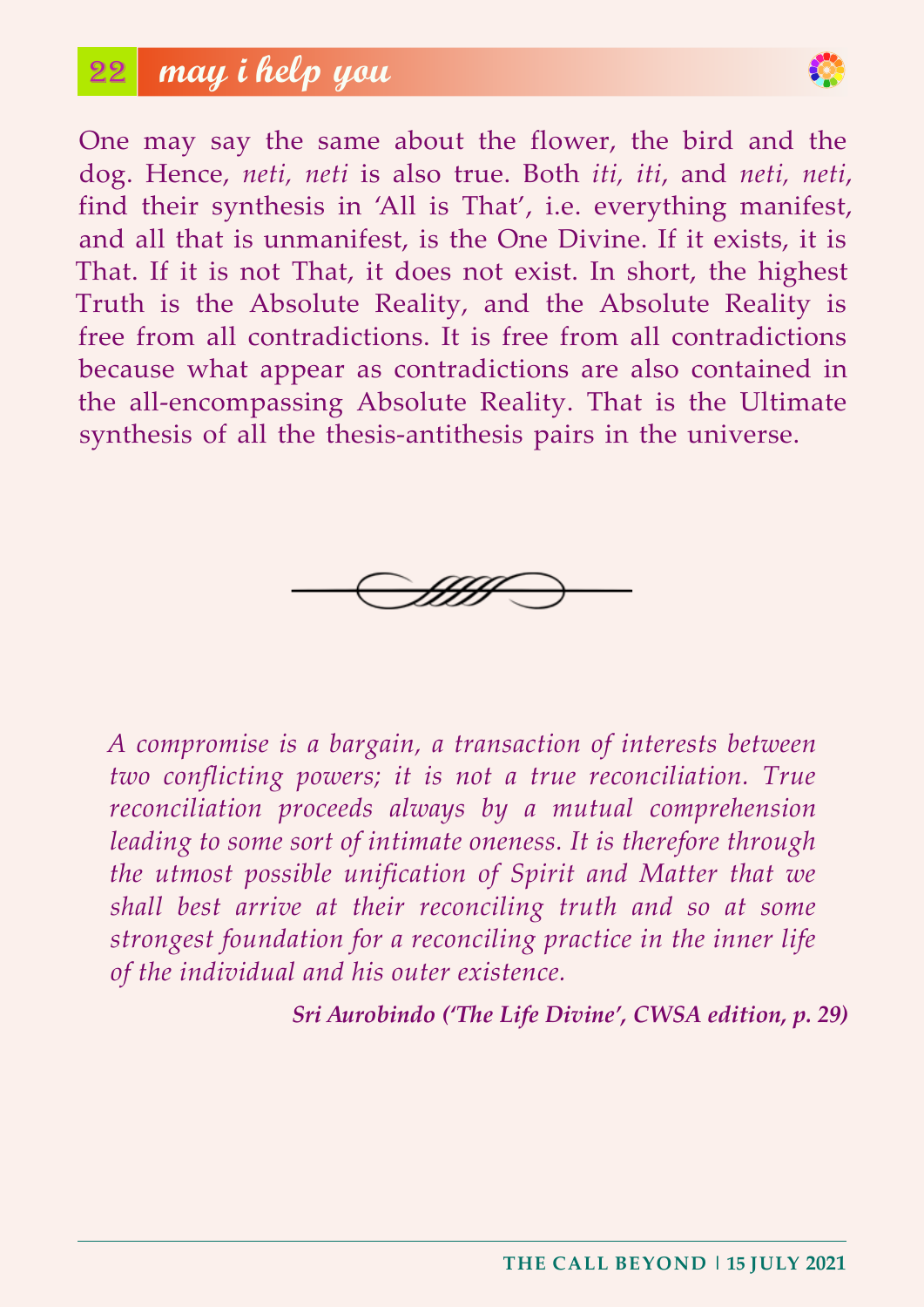One may say the same about the flower, the bird and the dog. Hence, *neti, neti* is also true. Both *iti, iti*, and *neti, neti*, find their synthesis in 'All is That', i.e. everything manifest, and all that is unmanifest, is the One Divine. If it exists, it is That. If it is not That, it does not exist. In short, the highest Truth is the Absolute Reality, and the Absolute Reality is free from all contradictions. It is free from all contradictions because what appear as contradictions are also contained in the all-encompassing Absolute Reality. That is the Ultimate synthesis of all the thesis-antithesis pairs in the universe.

---

*A compromise is a bargain, a transaction of interests between two conflicting powers; it is not a true reconciliation. True reconciliation proceeds always by a mutual comprehension leading to some sort of intimate oneness. It is therefore through the utmost possible unification of Spirit and Matter that we shall best arrive at their reconciling truth and so at some strongest foundation for a reconciling practice in the inner life of the individual and his outer existence.*

***Sri Aurobindo ('The Life Divine', CWSA edition, p. 29)***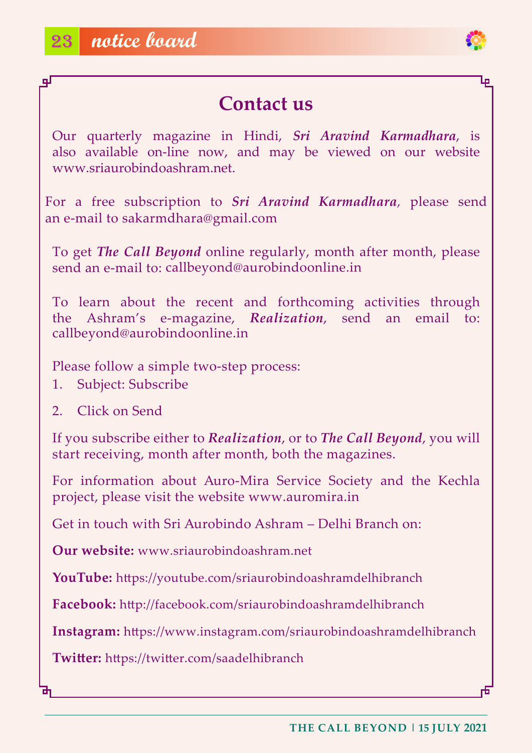## Contact us

Our quarterly magazine in Hindi, ***Sri Aravind Karmadhara***, is also available on-line now, and may be viewed on our website www.sriaurobindoashram.net.

For a free subscription to ***Sri Aravind Karmadhara***, please send an e-mail to sakarmdhara@gmail.com

To get ***The Call Beyond*** online regularly, month after month, please send an e-mail to: callbeyond@aurobindoonline.in

To learn about the recent and forthcoming activities through the Ashram's e-magazine, ***Realization***, send an email to: callbeyond@aurobindoonline.in

Please follow a simple two-step process:

1. Subject: Subscribe
2. Click on Send

If you subscribe either to ***Realization***, or to ***The Call Beyond***, you will start receiving, month after month, both the magazines.

For information about Auro-Mira Service Society and the Kechla project, please visit the website www.auromira.in

Get in touch with Sri Aurobindo Ashram – Delhi Branch on:

**Our website:** www.sriaurobindoashram.net

**YouTube:** https://youtube.com/sriaurobindoashramdelhibranch

**Facebook:** http://facebook.com/sriaurobindoashramdelhibranch

**Instagram:** https://www.instagram.com/sriaurobindoashramdelhibranch

**Twitter:** https://twitter.com/saadelhibranch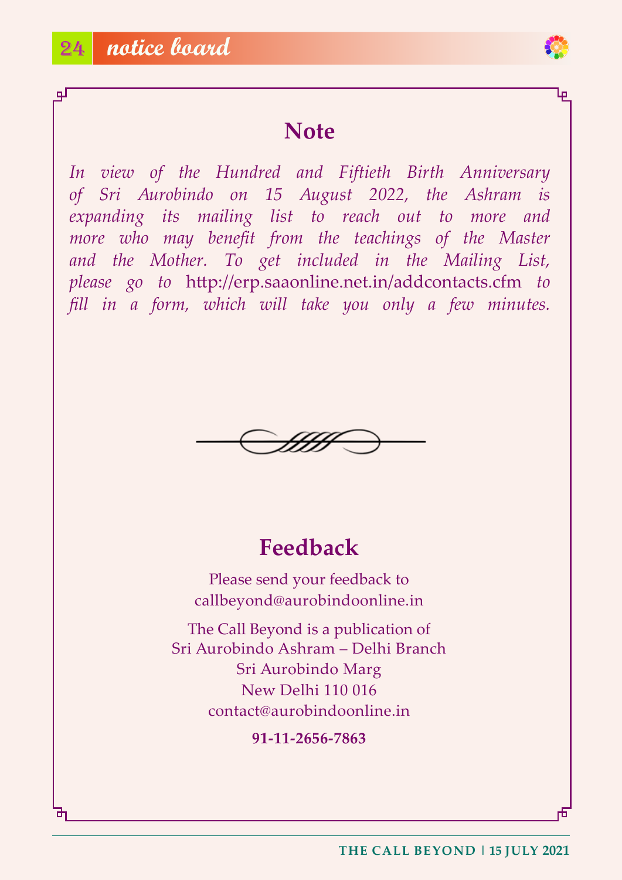## Note

*In view of the Hundred and Fiftieth Birth Anniversary of Sri Aurobindo on 15 August 2022, the Ashram is expanding its mailing list to reach out to more and more who may benefit from the teachings of the Master and the Mother. To get included in the Mailing List, please go to* http://erp.saaonline.net.in/addcontacts.cfm *to fill in a form, which will take you only a few minutes.*

## Feedback

Please send your feedback to
callbeyond@aurobindoonline.in

The Call Beyond is a publication of
Sri Aurobindo Ashram – Delhi Branch
Sri Aurobindo Marg
New Delhi 110 016
contact@aurobindoonline.in

**91-11-2656-7863**